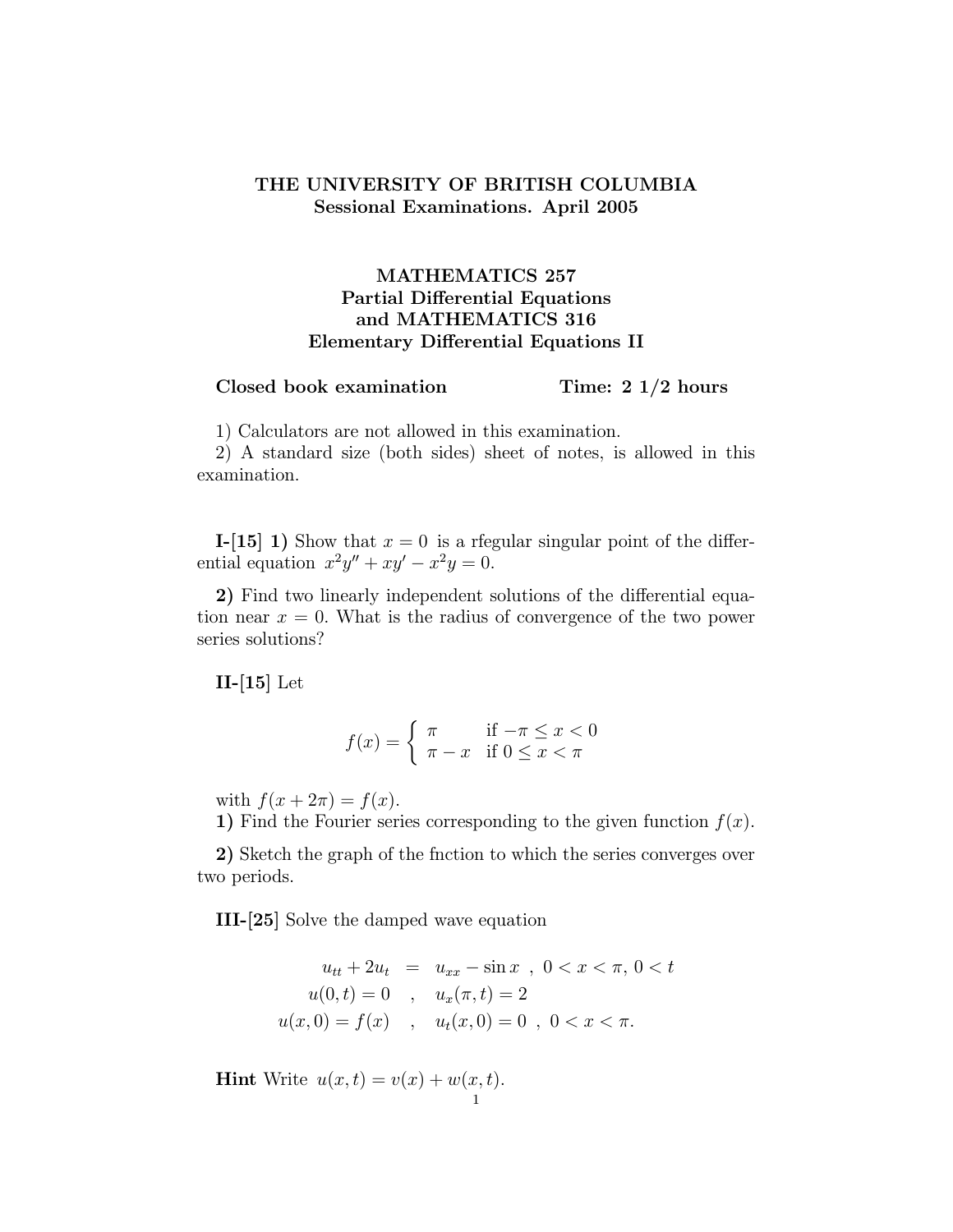**THE UNIVERSITY OF BRITISH COLUMBIA**
**Sessional Examinations. April 2005**

**MATHEMATICS 257**
**Partial Differential Equations**
**and MATHEMATICS 316**
**Elementary Differential Equations II**

**Closed book examination** **Time: 2 1/2 hours**

1) Calculators are not allowed in this examination.
2) A standard size (both sides) sheet of notes, is allowed in this examination.

**I-[15] 1)** Show that $x = 0$ is a rfegular singular point of the differential equation $x^2y'' + xy' - x^2y = 0$.

**2)** Find two linearly independent solutions of the differential equation near $x = 0$. What is the radius of convergence of the two power series solutions?

**II-[15]** Let

$$f(x) = \begin{cases} \pi & \text{if } -\pi \leq x < 0 \\ \pi - x & \text{if } 0 \leq x < \pi \end{cases}$$

with $f(x + 2\pi) = f(x)$.

**1)** Find the Fourier series corresponding to the given function $f(x)$.

**2)** Sketch the graph of the fnction to which the series converges over two periods.

**III-[25]** Solve the damped wave equation

$$\begin{aligned} u_{tt} + 2u_t &= u_{xx} - \sin x \ , \ 0 < x < \pi, \, 0 < t \\ u(0,t) = 0 \quad &, \quad u_x(\pi, t) = 2 \\ u(x,0) = f(x) \quad &, \quad u_t(x,0) = 0 \ , \ 0 < x < \pi. \end{aligned}$$

**Hint** Write $u(x,t) = v(x) + w(x,t)$.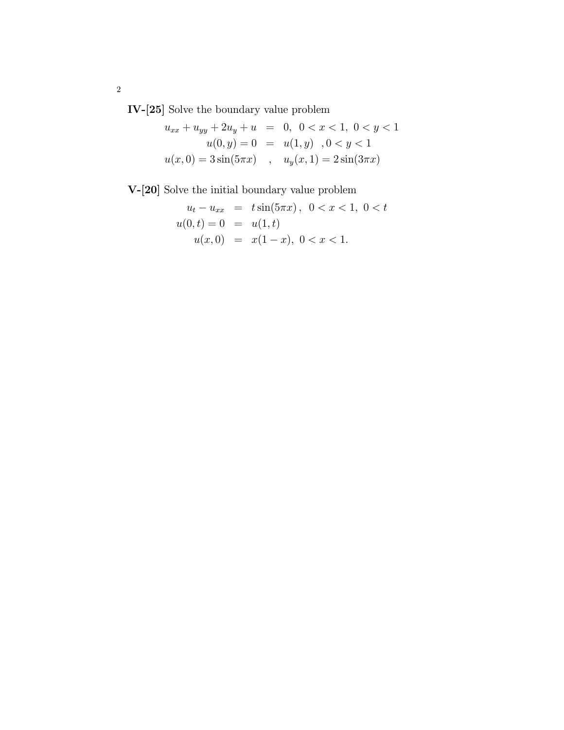**IV-[25]** Solve the boundary value problem

$$
\begin{aligned}
u_{xx} + u_{yy} + 2u_y + u &= 0, \;\; 0 < x < 1, \;\; 0 < y < 1 \\
u(0, y) = 0 &= u(1, y) \;\; , 0 < y < 1 \\
u(x, 0) = 3\sin(5\pi x) \quad , &\quad u_y(x, 1) = 2\sin(3\pi x)
\end{aligned}
$$

**V-[20]** Solve the initial boundary value problem

$$
\begin{aligned}
u_t - u_{xx} &= t\sin(5\pi x) \, , \;\; 0 < x < 1, \;\; 0 < t \\
u(0, t) = 0 &= u(1, t) \\
u(x, 0) &= x(1 - x), \;\; 0 < x < 1.
\end{aligned}
$$